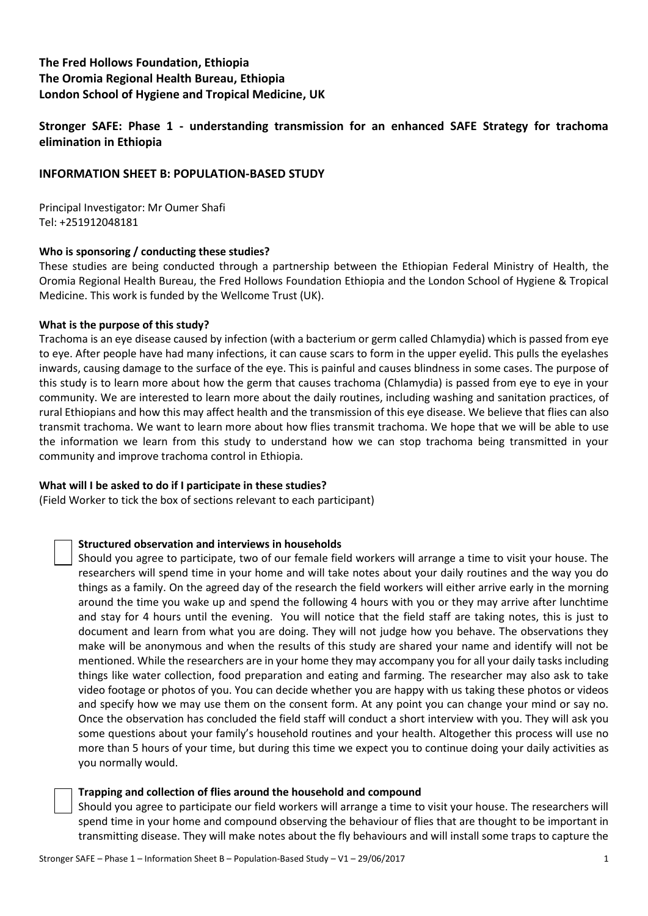**The Fred Hollows Foundation, Ethiopia**
**The Oromia Regional Health Bureau, Ethiopia**
**London School of Hygiene and Tropical Medicine, UK**

## Stronger SAFE: Phase 1 - understanding transmission for an enhanced SAFE Strategy for trachoma elimination in Ethiopia

### INFORMATION SHEET B: POPULATION-BASED STUDY

Principal Investigator: Mr Oumer Shafi
Tel: +251912048181

**Who is sponsoring / conducting these studies?**

These studies are being conducted through a partnership between the Ethiopian Federal Ministry of Health, the Oromia Regional Health Bureau, the Fred Hollows Foundation Ethiopia and the London School of Hygiene & Tropical Medicine. This work is funded by the Wellcome Trust (UK).

**What is the purpose of this study?**

Trachoma is an eye disease caused by infection (with a bacterium or germ called Chlamydia) which is passed from eye to eye. After people have had many infections, it can cause scars to form in the upper eyelid. This pulls the eyelashes inwards, causing damage to the surface of the eye. This is painful and causes blindness in some cases. The purpose of this study is to learn more about how the germ that causes trachoma (Chlamydia) is passed from eye to eye in your community. We are interested to learn more about the daily routines, including washing and sanitation practices, of rural Ethiopians and how this may affect health and the transmission of this eye disease. We believe that flies can also transmit trachoma. We want to learn more about how flies transmit trachoma. We hope that we will be able to use the information we learn from this study to understand how we can stop trachoma being transmitted in your community and improve trachoma control in Ethiopia.

**What will I be asked to do if I participate in these studies?**

(Field Worker to tick the box of sections relevant to each participant)

☐ **Structured observation and interviews in households**

Should you agree to participate, two of our female field workers will arrange a time to visit your house. The researchers will spend time in your home and will take notes about your daily routines and the way you do things as a family. On the agreed day of the research the field workers will either arrive early in the morning around the time you wake up and spend the following 4 hours with you or they may arrive after lunchtime and stay for 4 hours until the evening. You will notice that the field staff are taking notes, this is just to document and learn from what you are doing. They will not judge how you behave. The observations they make will be anonymous and when the results of this study are shared your name and identify will not be mentioned. While the researchers are in your home they may accompany you for all your daily tasks including things like water collection, food preparation and eating and farming. The researcher may also ask to take video footage or photos of you. You can decide whether you are happy with us taking these photos or videos and specify how we may use them on the consent form. At any point you can change your mind or say no. Once the observation has concluded the field staff will conduct a short interview with you. They will ask you some questions about your family's household routines and your health. Altogether this process will use no more than 5 hours of your time, but during this time we expect you to continue doing your daily activities as you normally would.

☐ **Trapping and collection of flies around the household and compound**

Should you agree to participate our field workers will arrange a time to visit your house. The researchers will spend time in your home and compound observing the behaviour of flies that are thought to be important in transmitting disease. They will make notes about the fly behaviours and will install some traps to capture the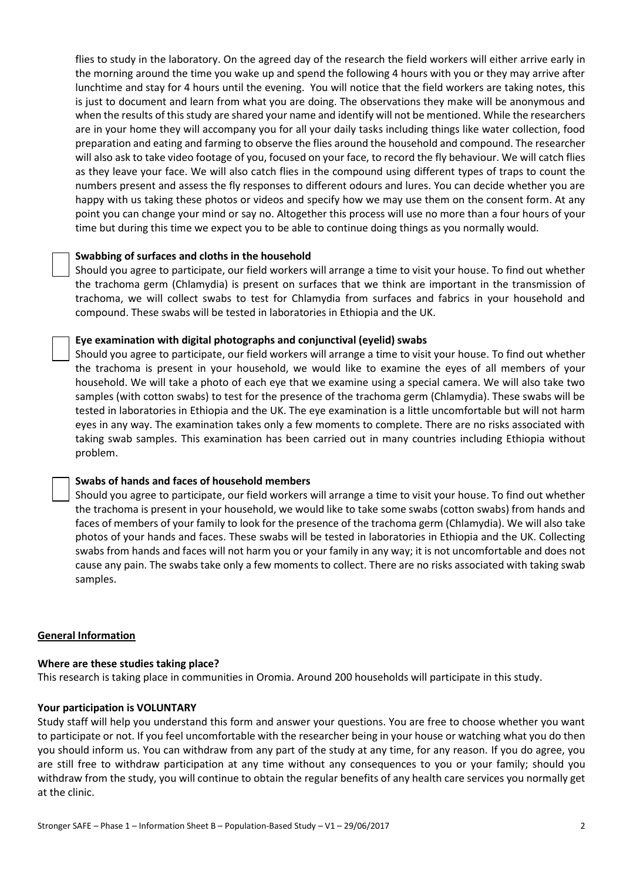flies to study in the laboratory. On the agreed day of the research the field workers will either arrive early in the morning around the time you wake up and spend the following 4 hours with you or they may arrive after lunchtime and stay for 4 hours until the evening. You will notice that the field workers are taking notes, this is just to document and learn from what you are doing. The observations they make will be anonymous and when the results of this study are shared your name and identify will not be mentioned. While the researchers are in your home they will accompany you for all your daily tasks including things like water collection, food preparation and eating and farming to observe the flies around the household and compound. The researcher will also ask to take video footage of you, focused on your face, to record the fly behaviour. We will catch flies as they leave your face. We will also catch flies in the compound using different types of traps to count the numbers present and assess the fly responses to different odours and lures. You can decide whether you are happy with us taking these photos or videos and specify how we may use them on the consent form. At any point you can change your mind or say no. Altogether this process will use no more than a four hours of your time but during this time we expect you to be able to continue doing things as you normally would.

☐ **Swabbing of surfaces and cloths in the household**

Should you agree to participate, our field workers will arrange a time to visit your house. To find out whether the trachoma germ (Chlamydia) is present on surfaces that we think are important in the transmission of trachoma, we will collect swabs to test for Chlamydia from surfaces and fabrics in your household and compound. These swabs will be tested in laboratories in Ethiopia and the UK.

☐ **Eye examination with digital photographs and conjunctival (eyelid) swabs**

Should you agree to participate, our field workers will arrange a time to visit your house. To find out whether the trachoma is present in your household, we would like to examine the eyes of all members of your household. We will take a photo of each eye that we examine using a special camera. We will also take two samples (with cotton swabs) to test for the presence of the trachoma germ (Chlamydia). These swabs will be tested in laboratories in Ethiopia and the UK. The eye examination is a little uncomfortable but will not harm eyes in any way. The examination takes only a few moments to complete. There are no risks associated with taking swab samples. This examination has been carried out in many countries including Ethiopia without problem.

☐ **Swabs of hands and faces of household members**

Should you agree to participate, our field workers will arrange a time to visit your house. To find out whether the trachoma is present in your household, we would like to take some swabs (cotton swabs) from hands and faces of members of your family to look for the presence of the trachoma germ (Chlamydia). We will also take photos of your hands and faces. These swabs will be tested in laboratories in Ethiopia and the UK. Collecting swabs from hands and faces will not harm you or your family in any way; it is not uncomfortable and does not cause any pain. The swabs take only a few moments to collect. There are no risks associated with taking swab samples.

## General Information

**Where are these studies taking place?**

This research is taking place in communities in Oromia. Around 200 households will participate in this study.

**Your participation is VOLUNTARY**

Study staff will help you understand this form and answer your questions. You are free to choose whether you want to participate or not. If you feel uncomfortable with the researcher being in your house or watching what you do then you should inform us. You can withdraw from any part of the study at any time, for any reason. If you do agree, you are still free to withdraw participation at any time without any consequences to you or your family; should you withdraw from the study, you will continue to obtain the regular benefits of any health care services you normally get at the clinic.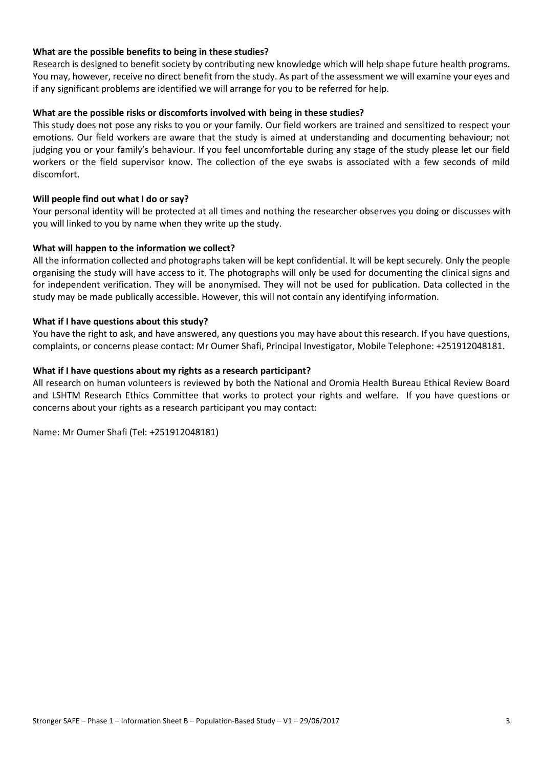**What are the possible benefits to being in these studies?**

Research is designed to benefit society by contributing new knowledge which will help shape future health programs. You may, however, receive no direct benefit from the study. As part of the assessment we will examine your eyes and if any significant problems are identified we will arrange for you to be referred for help.

**What are the possible risks or discomforts involved with being in these studies?**

This study does not pose any risks to you or your family. Our field workers are trained and sensitized to respect your emotions. Our field workers are aware that the study is aimed at understanding and documenting behaviour; not judging you or your family's behaviour. If you feel uncomfortable during any stage of the study please let our field workers or the field supervisor know. The collection of the eye swabs is associated with a few seconds of mild discomfort.

**Will people find out what I do or say?**

Your personal identity will be protected at all times and nothing the researcher observes you doing or discusses with you will linked to you by name when they write up the study.

**What will happen to the information we collect?**

All the information collected and photographs taken will be kept confidential. It will be kept securely. Only the people organising the study will have access to it. The photographs will only be used for documenting the clinical signs and for independent verification. They will be anonymised. They will not be used for publication. Data collected in the study may be made publically accessible. However, this will not contain any identifying information.

**What if I have questions about this study?**

You have the right to ask, and have answered, any questions you may have about this research. If you have questions, complaints, or concerns please contact: Mr Oumer Shafi, Principal Investigator, Mobile Telephone: +251912048181.

**What if I have questions about my rights as a research participant?**

All research on human volunteers is reviewed by both the National and Oromia Health Bureau Ethical Review Board and LSHTM Research Ethics Committee that works to protect your rights and welfare. If you have questions or concerns about your rights as a research participant you may contact:

Name: Mr Oumer Shafi (Tel: +251912048181)